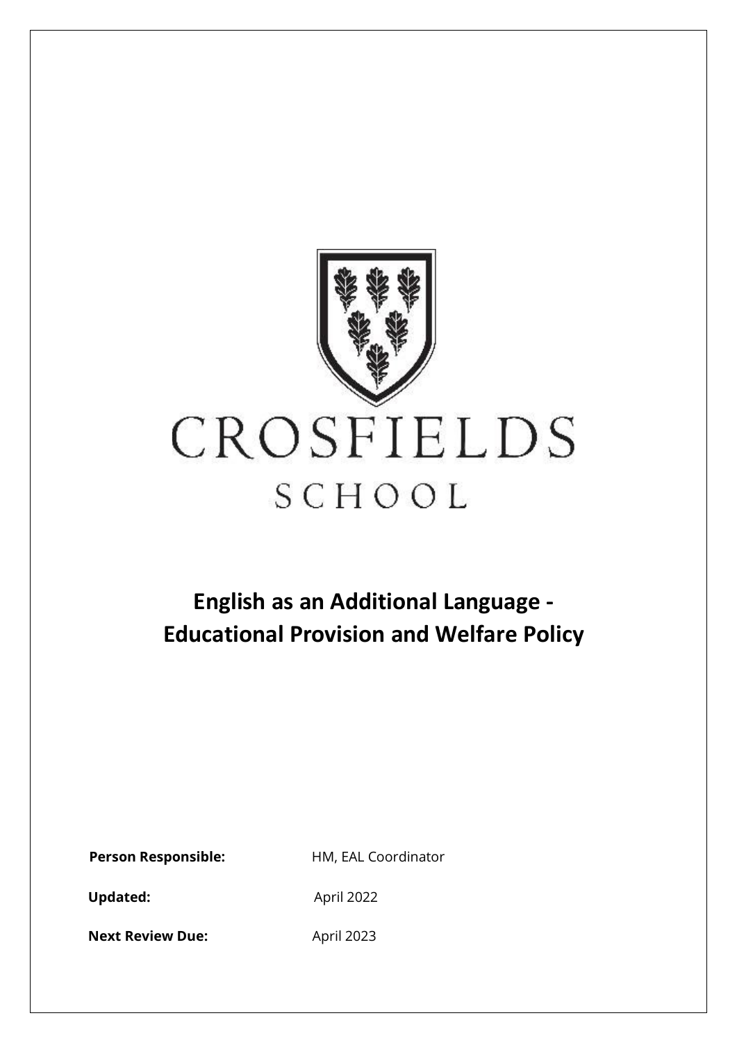CROSFIELDS

SCHOOL

# English as an Additional Language - Educational Provision and Welfare Policy

**Person Responsible:** HM, EAL Coordinator

**Updated:** April 2022

**Next Review Due:** April 2023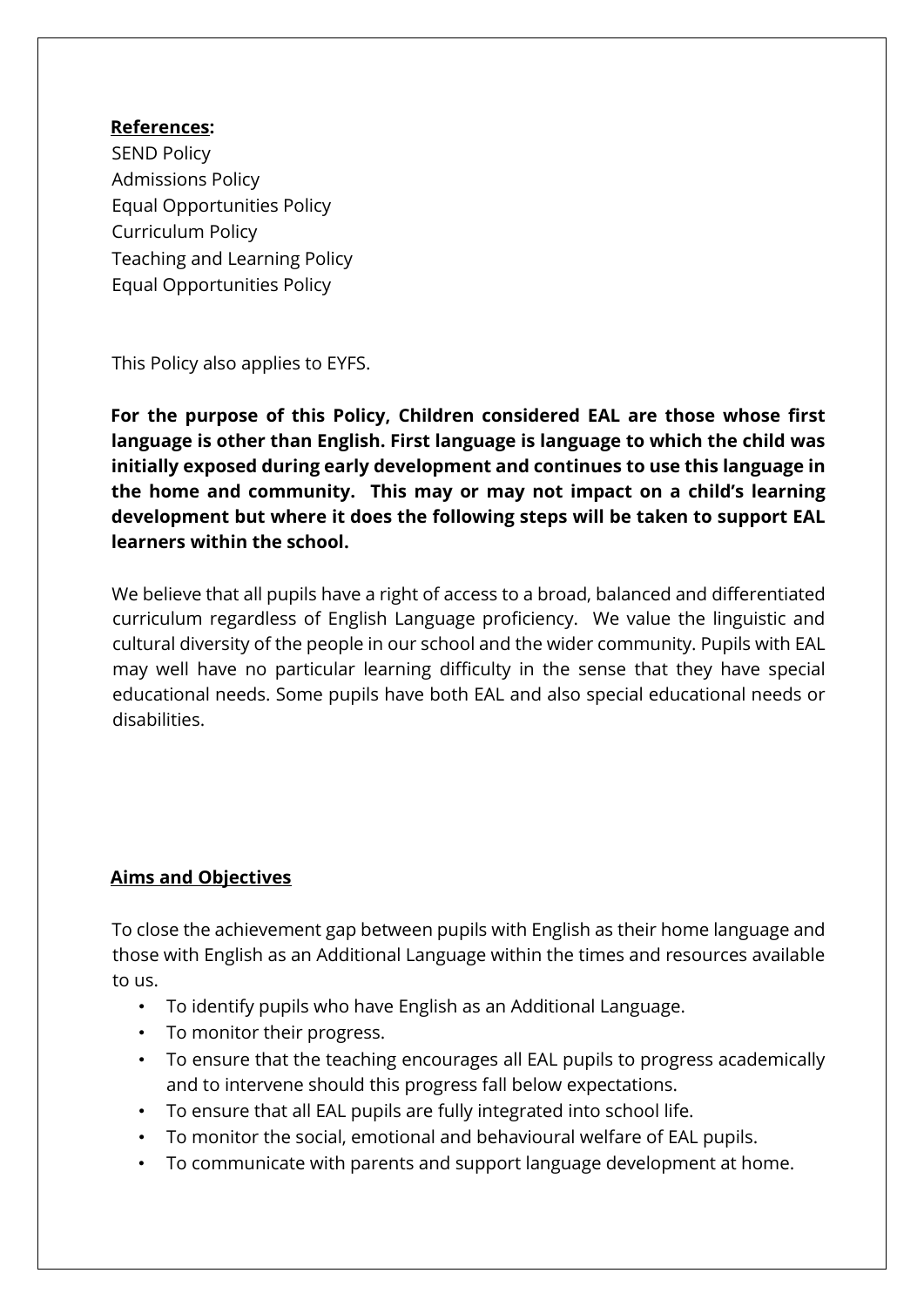**References:**

SEND Policy
Admissions Policy
Equal Opportunities Policy
Curriculum Policy
Teaching and Learning Policy
Equal Opportunities Policy

This Policy also applies to EYFS.

**For the purpose of this Policy, Children considered EAL are those whose first language is other than English. First language is language to which the child was initially exposed during early development and continues to use this language in the home and community. This may or may not impact on a child's learning development but where it does the following steps will be taken to support EAL learners within the school.**

We believe that all pupils have a right of access to a broad, balanced and differentiated curriculum regardless of English Language proficiency. We value the linguistic and cultural diversity of the people in our school and the wider community. Pupils with EAL may well have no particular learning difficulty in the sense that they have special educational needs. Some pupils have both EAL and also special educational needs or disabilities.

## Aims and Objectives

To close the achievement gap between pupils with English as their home language and those with English as an Additional Language within the times and resources available to us.

- To identify pupils who have English as an Additional Language.
- To monitor their progress.
- To ensure that the teaching encourages all EAL pupils to progress academically and to intervene should this progress fall below expectations.
- To ensure that all EAL pupils are fully integrated into school life.
- To monitor the social, emotional and behavioural welfare of EAL pupils.
- To communicate with parents and support language development at home.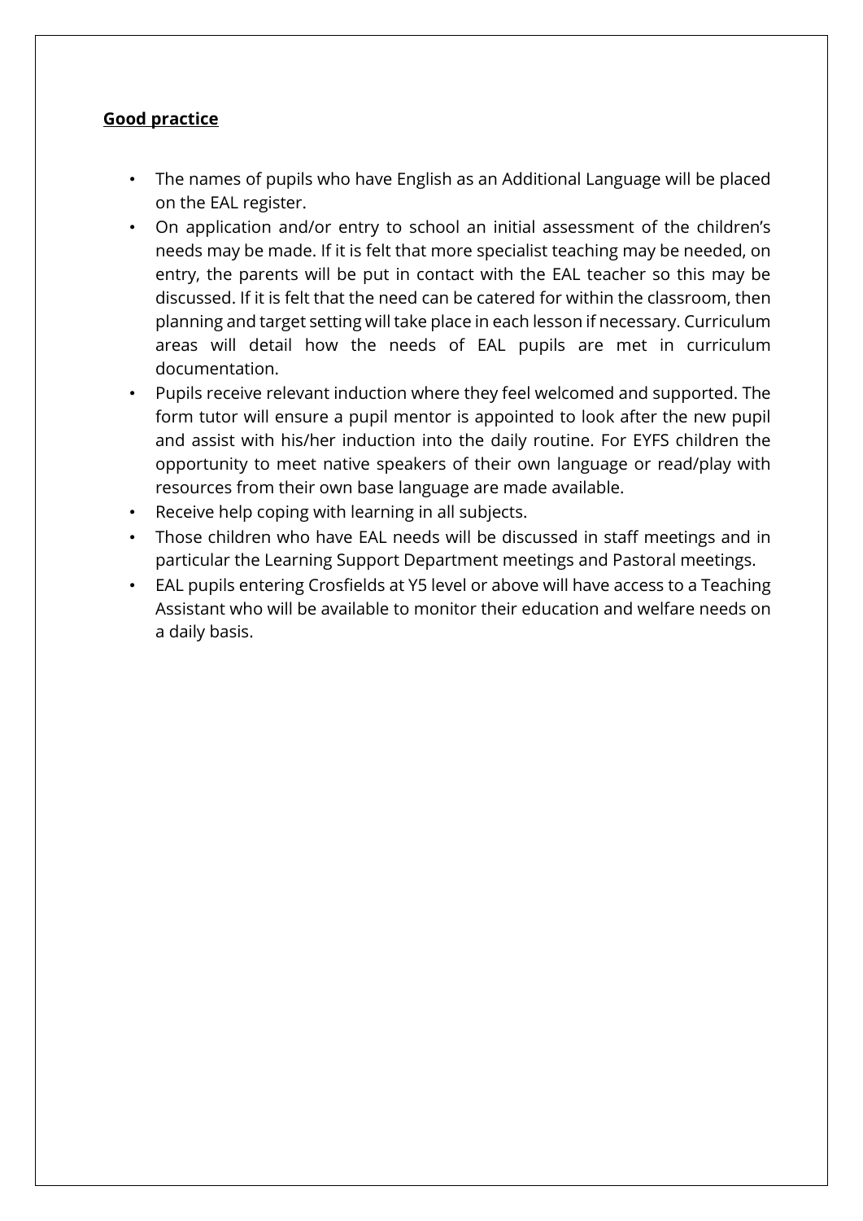**Good practice**

- The names of pupils who have English as an Additional Language will be placed on the EAL register.
- On application and/or entry to school an initial assessment of the children's needs may be made. If it is felt that more specialist teaching may be needed, on entry, the parents will be put in contact with the EAL teacher so this may be discussed. If it is felt that the need can be catered for within the classroom, then planning and target setting will take place in each lesson if necessary. Curriculum areas will detail how the needs of EAL pupils are met in curriculum documentation.
- Pupils receive relevant induction where they feel welcomed and supported. The form tutor will ensure a pupil mentor is appointed to look after the new pupil and assist with his/her induction into the daily routine. For EYFS children the opportunity to meet native speakers of their own language or read/play with resources from their own base language are made available.
- Receive help coping with learning in all subjects.
- Those children who have EAL needs will be discussed in staff meetings and in particular the Learning Support Department meetings and Pastoral meetings.
- EAL pupils entering Crosfields at Y5 level or above will have access to a Teaching Assistant who will be available to monitor their education and welfare needs on a daily basis.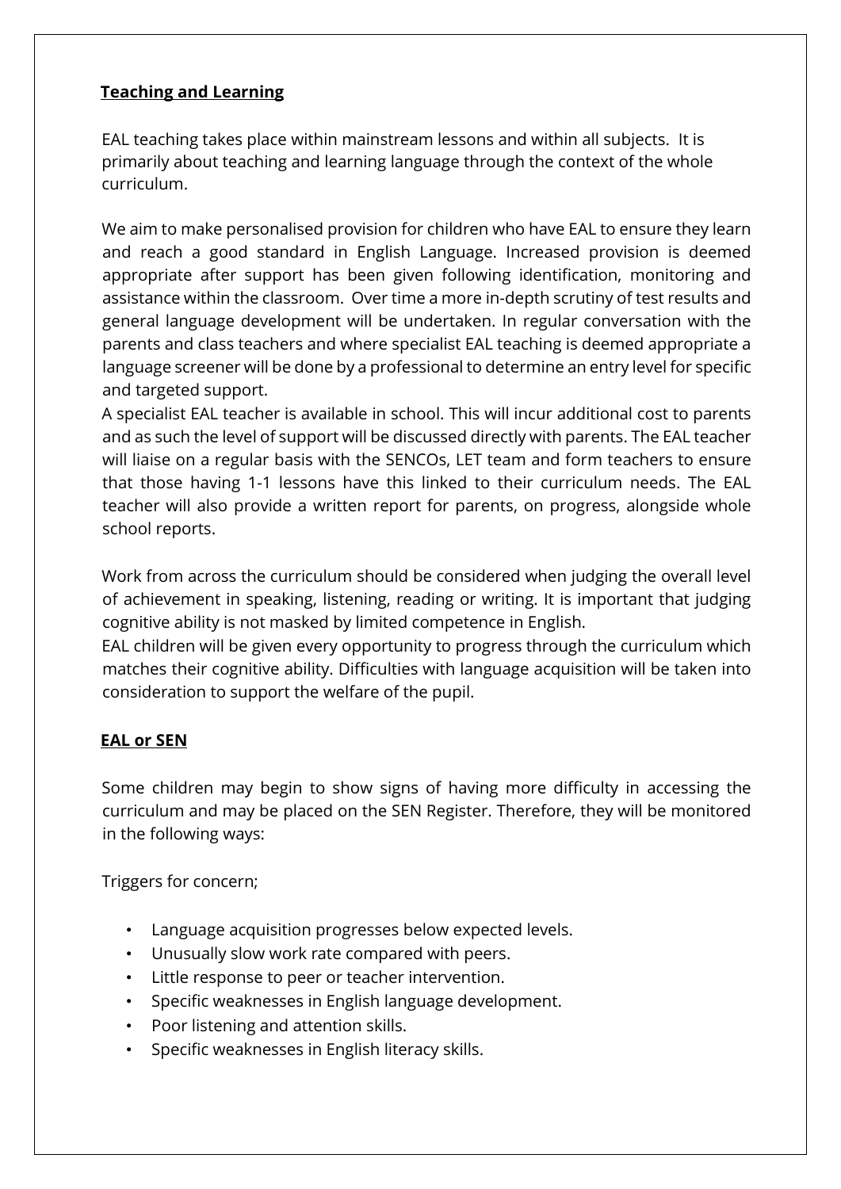**Teaching and Learning**

EAL teaching takes place within mainstream lessons and within all subjects. It is primarily about teaching and learning language through the context of the whole curriculum.

We aim to make personalised provision for children who have EAL to ensure they learn and reach a good standard in English Language. Increased provision is deemed appropriate after support has been given following identification, monitoring and assistance within the classroom. Over time a more in-depth scrutiny of test results and general language development will be undertaken. In regular conversation with the parents and class teachers and where specialist EAL teaching is deemed appropriate a language screener will be done by a professional to determine an entry level for specific and targeted support.

A specialist EAL teacher is available in school. This will incur additional cost to parents and as such the level of support will be discussed directly with parents. The EAL teacher will liaise on a regular basis with the SENCOs, LET team and form teachers to ensure that those having 1-1 lessons have this linked to their curriculum needs. The EAL teacher will also provide a written report for parents, on progress, alongside whole school reports.

Work from across the curriculum should be considered when judging the overall level of achievement in speaking, listening, reading or writing. It is important that judging cognitive ability is not masked by limited competence in English.

EAL children will be given every opportunity to progress through the curriculum which matches their cognitive ability. Difficulties with language acquisition will be taken into consideration to support the welfare of the pupil.

**EAL or SEN**

Some children may begin to show signs of having more difficulty in accessing the curriculum and may be placed on the SEN Register. Therefore, they will be monitored in the following ways:

Triggers for concern;

- Language acquisition progresses below expected levels.
- Unusually slow work rate compared with peers.
- Little response to peer or teacher intervention.
- Specific weaknesses in English language development.
- Poor listening and attention skills.
- Specific weaknesses in English literacy skills.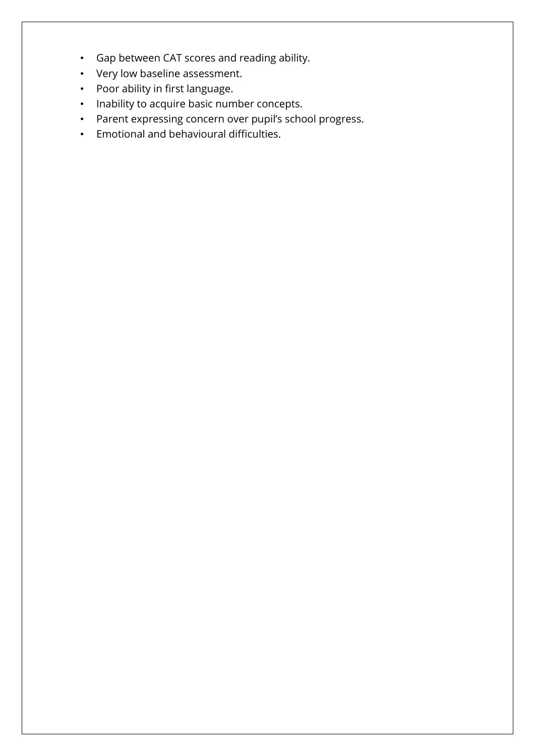- Gap between CAT scores and reading ability.
- Very low baseline assessment.
- Poor ability in first language.
- Inability to acquire basic number concepts.
- Parent expressing concern over pupil's school progress.
- Emotional and behavioural difficulties.